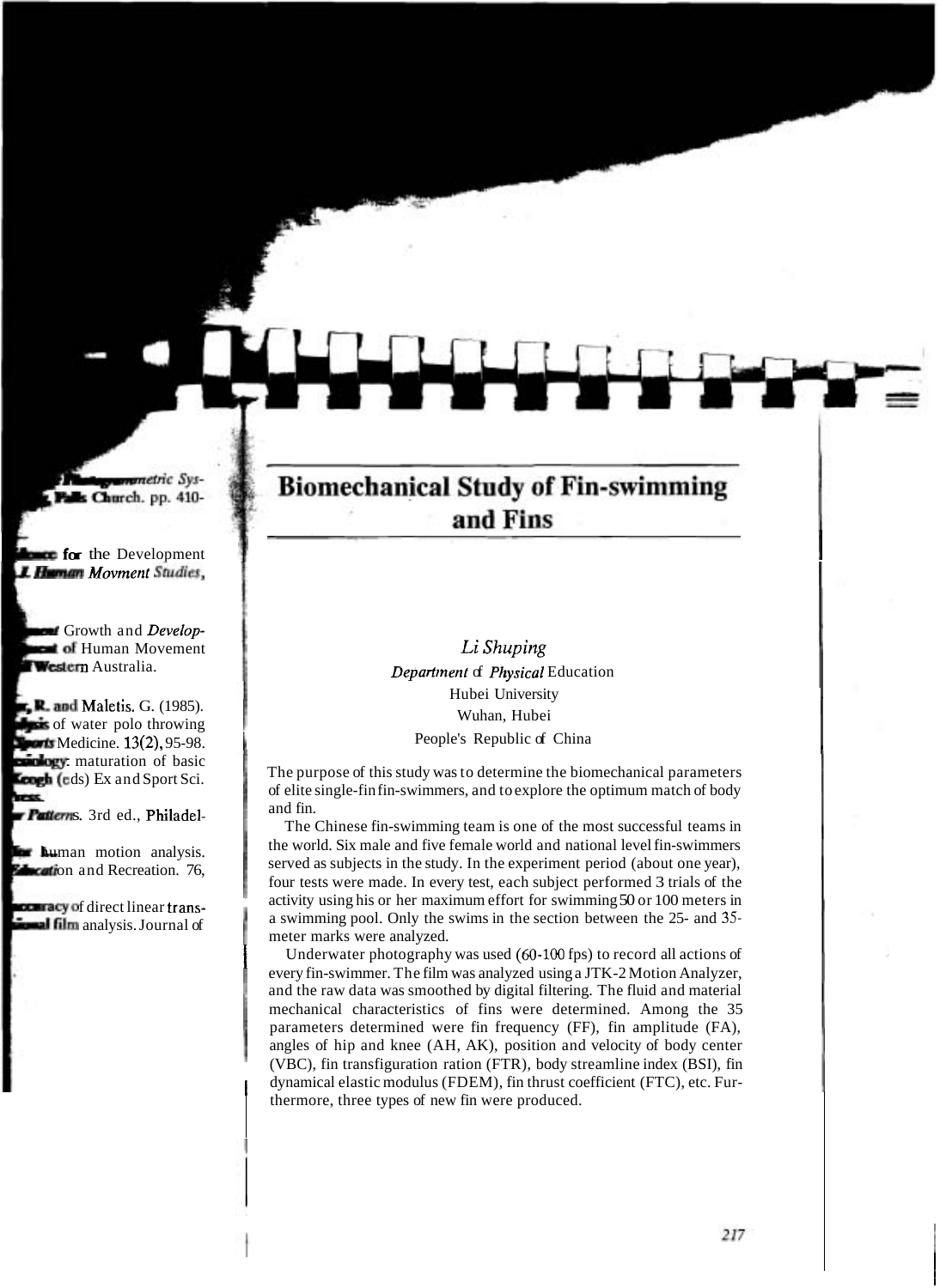# Biomechanical Study of Fin-swimming and Fins

*Li Shuping*

*Department of Physical* Education
Hubei University
Wuhan, Hubei
People's Republic of China

The purpose of this study was to determine the biomechanical parameters of elite single-fin fin-swimmers, and to explore the optimum match of body and fin.

The Chinese fin-swimming team is one of the most successful teams in the world. Six male and five female world and national level fin-swimmers served as subjects in the study. In the experiment period (about one year), four tests were made. In every test, each subject performed 3 trials of the activity using his or her maximum effort for swimming 50 or 100 meters in a swimming pool. Only the swims in the section between the 25- and 35-meter marks were analyzed.

Underwater photography was used (60-100 fps) to record all actions of every fin-swimmer. The film was analyzed using a JTK-2 Motion Analyzer, and the raw data was smoothed by digital filtering. The fluid and material mechanical characteristics of fins were determined. Among the 35 parameters determined were fin frequency (FF), fin amplitude (FA), angles of hip and knee (AH, AK), position and velocity of body center (VBC), fin transfiguration ration (FTR), body streamline index (BSI), fin dynamical elastic modulus (FDEM), fin thrust coefficient (FTC), etc. Furthermore, three types of new fin were produced.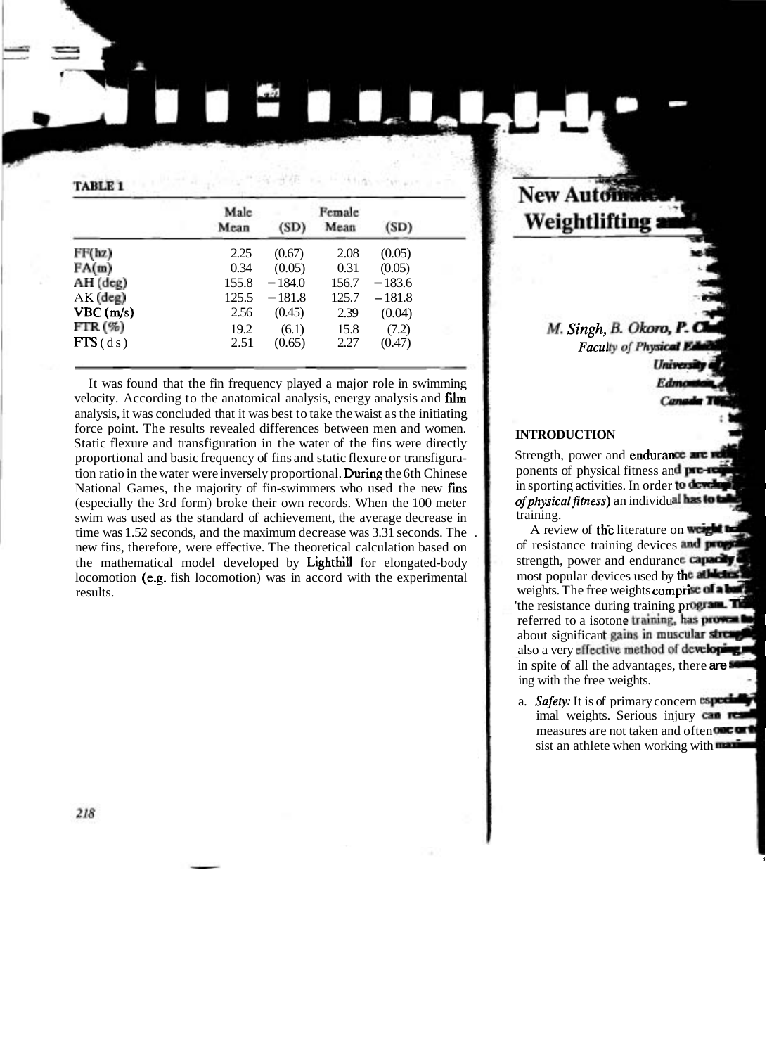**TABLE 1**

| | Male Mean | (SD) | Female Mean | (SD) |
|---|---|---|---|---|
| FF(hz) | 2.25 | (0.67) | 2.08 | (0.05) |
| FA(m) | 0.34 | (0.05) | 0.31 | (0.05) |
| AH (deg) | 155.8 | −184.0 | 156.7 | −183.6 |
| AK (deg) | 125.5 | −181.8 | 125.7 | −181.8 |
| VBC (m/s) | 2.56 | (0.45) | 2.39 | (0.04) |
| FTR (%) | 19.2 | (6.1) | 15.8 | (7.2) |
| FTS ( d s ) | 2.51 | (0.65) | 2.27 | (0.47) |

It was found that the fin frequency played a major role in swimming velocity. According to the anatomical analysis, energy analysis and film analysis, it was concluded that it was best to take the waist as the initiating force point. The results revealed differences between men and women. Static flexure and transfiguration in the water of the fins were directly proportional and basic frequency of fins and static flexure or transfiguration ratio in the water were inversely proportional. During the 6th Chinese National Games, the majority of fin-swimmers who used the new fins (especially the 3rd form) broke their own records. When the 100 meter swim was used as the standard of achievement, the average decrease in time was 1.52 seconds, and the maximum decrease was 3.31 seconds. The new fins, therefore, were effective. The theoretical calculation based on the mathematical model developed by Lighthill for elongated-body locomotion (e.g. fish locomotion) was in accord with the experimental results.

# New Autom... Weightlifting a...

*M. Singh, B. Okoro, P. C...*
*Faculty of Physical E...*
*University ...*
*Edmonton, ...*
*Canada T...*

## INTRODUCTION

Strength, power and endurance are ... ponents of physical fitness and pre-re... in sporting activities. In order to develo... *of physical fitness*) an individual has to ta... training.

A review of the literature on weight t... of resistance training devices and prog... strength, power and endurance capacity ... most popular devices used by the athletes ... weights. The free weights comprise of a bar... 'the resistance during training program. T... referred to a isotone training, has proven ... about significant gains in muscular streng... also a very effective method of developing ... in spite of all the advantages, there are ... ing with the free weights.

a. *Safety:* It is of primary concern especially ... imal weights. Serious injury can re... measures are not taken and often one or ... sist an athlete when working with maxi...